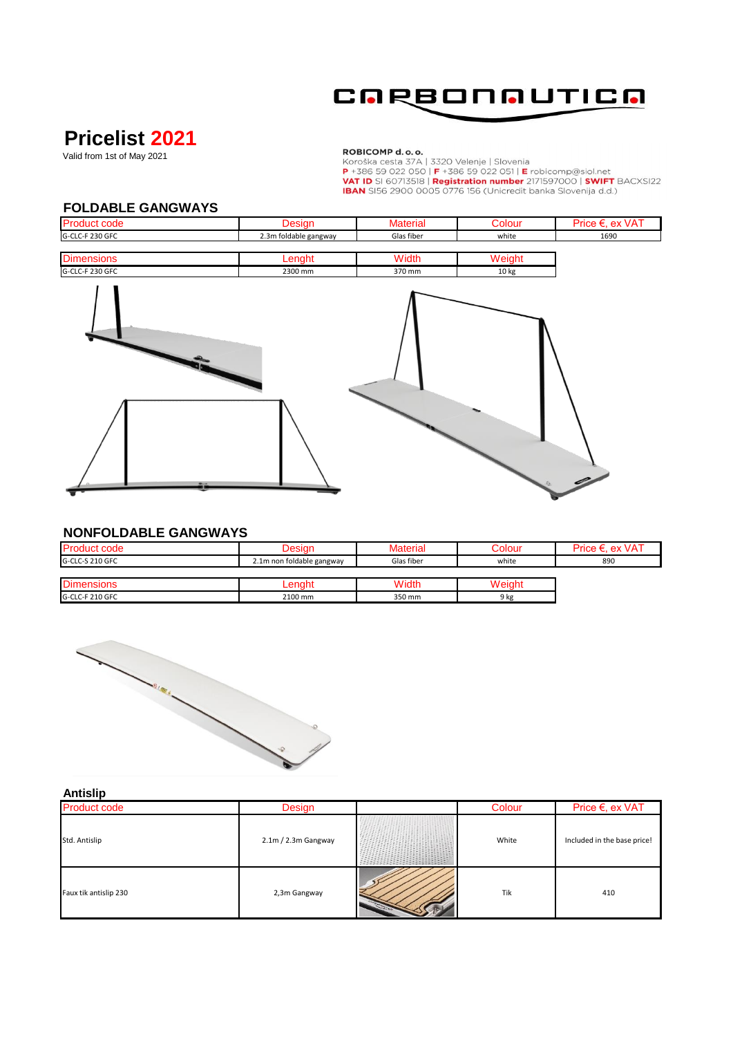CARBONAUTICA

# Pricelist 2021

Valid from 1st of May 2021

**ROBICOMP d. o. o.**
Koroška cesta 37A | 3320 Velenje | Slovenia
**P** +386 59 022 050 | **F** +386 59 022 051 | **E** robicomp@siol.net
**VAT ID** SI 60713518 | **Registration number** 2171597000 | **SWIFT** BACXSI22
**IBAN** SI56 2900 0005 0776 156 (Unicredit banka Slovenija d.d.)

## FOLDABLE GANGWAYS

| Product code | Design | Material | Colour | Price €, ex VAT |
|---|---|---|---|---|
| G-CLC-F 230 GFC | 2.3m foldable gangway | Glas fiber | white | 1690 |

| Dimensions | Lenght | Width | Weight |
|---|---|---|---|
| G-CLC-F 230 GFC | 2300 mm | 370 mm | 10 kg |

## NONFOLDABLE GANGWAYS

| Product code | Design | Material | Colour | Price €, ex VAT |
|---|---|---|---|---|
| G-CLC-S 210 GFC | 2.1m non foldable gangway | Glas fiber | white | 890 |

| Dimensions | Lenght | Width | Weight |
|---|---|---|---|
| G-CLC-F 210 GFC | 2100 mm | 350 mm | 9 kg |

## Antislip

| Product code | Design | | Colour | Price €, ex VAT |
|---|---|---|---|---|
| Std. Antislip | 2.1m / 2.3m Gangway | | White | Included in the base price! |
| Faux tik antislip 230 | 2,3m Gangway | | Tik | 410 |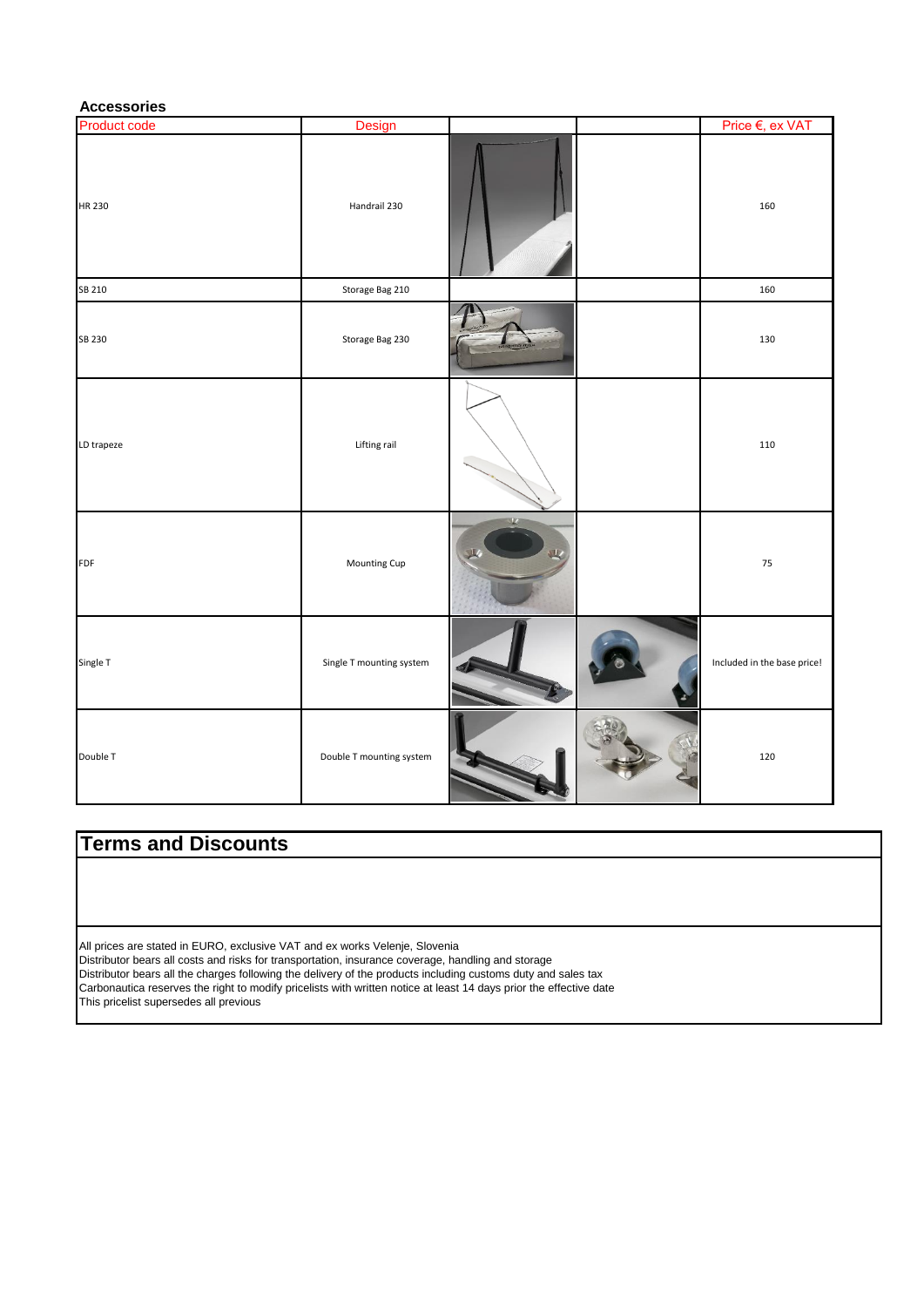**Accessories**

| Product code | Design | | | Price €, ex VAT |
|---|---|---|---|---|
| HR 230 | Handrail 230 | | | 160 |
| SB 210 | Storage Bag 210 | | | 160 |
| SB 230 | Storage Bag 230 | | | 130 |
| LD trapeze | Lifting rail | | | 110 |
| FDF | Mounting Cup | | | 75 |
| Single T | Single T mounting system | | | Included in the base price! |
| Double T | Double T mounting system | | | 120 |

## Terms and Discounts

All prices are stated in EURO, exclusive VAT and ex works Velenje, Slovenia
Distributor bears all costs and risks for transportation, insurance coverage, handling and storage
Distributor bears all the charges following the delivery of the products including customs duty and sales tax
Carbonautica reserves the right to modify pricelists with written notice at least 14 days prior the effective date
This pricelist supersedes all previous